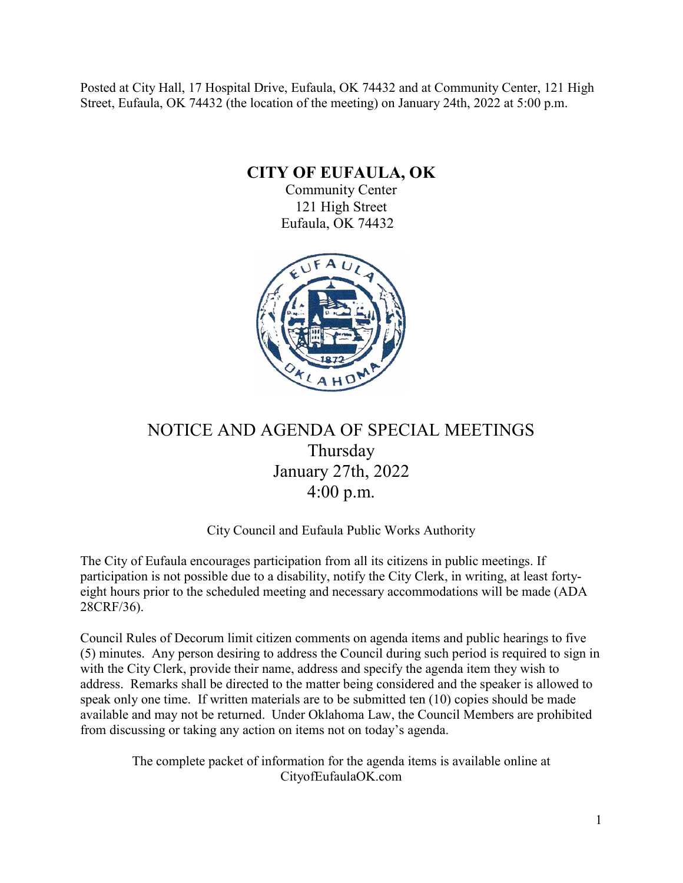Posted at City Hall, 17 Hospital Drive, Eufaula, OK 74432 and at Community Center, 121 High Street, Eufaula, OK 74432 (the location of the meeting) on January 24th, 2022 at 5:00 p.m.

# CITY OF EUFAULA, OK

Community Center
121 High Street
Eufaula, OK 74432

## NOTICE AND AGENDA OF SPECIAL MEETINGS

Thursday
January 27th, 2022
4:00 p.m.

City Council and Eufaula Public Works Authority

The City of Eufaula encourages participation from all its citizens in public meetings. If participation is not possible due to a disability, notify the City Clerk, in writing, at least forty-eight hours prior to the scheduled meeting and necessary accommodations will be made (ADA 28CRF/36).

Council Rules of Decorum limit citizen comments on agenda items and public hearings to five (5) minutes. Any person desiring to address the Council during such period is required to sign in with the City Clerk, provide their name, address and specify the agenda item they wish to address. Remarks shall be directed to the matter being considered and the speaker is allowed to speak only one time. If written materials are to be submitted ten (10) copies should be made available and may not be returned. Under Oklahoma Law, the Council Members are prohibited from discussing or taking any action on items not on today's agenda.

The complete packet of information for the agenda items is available online at CityofEufaulaOK.com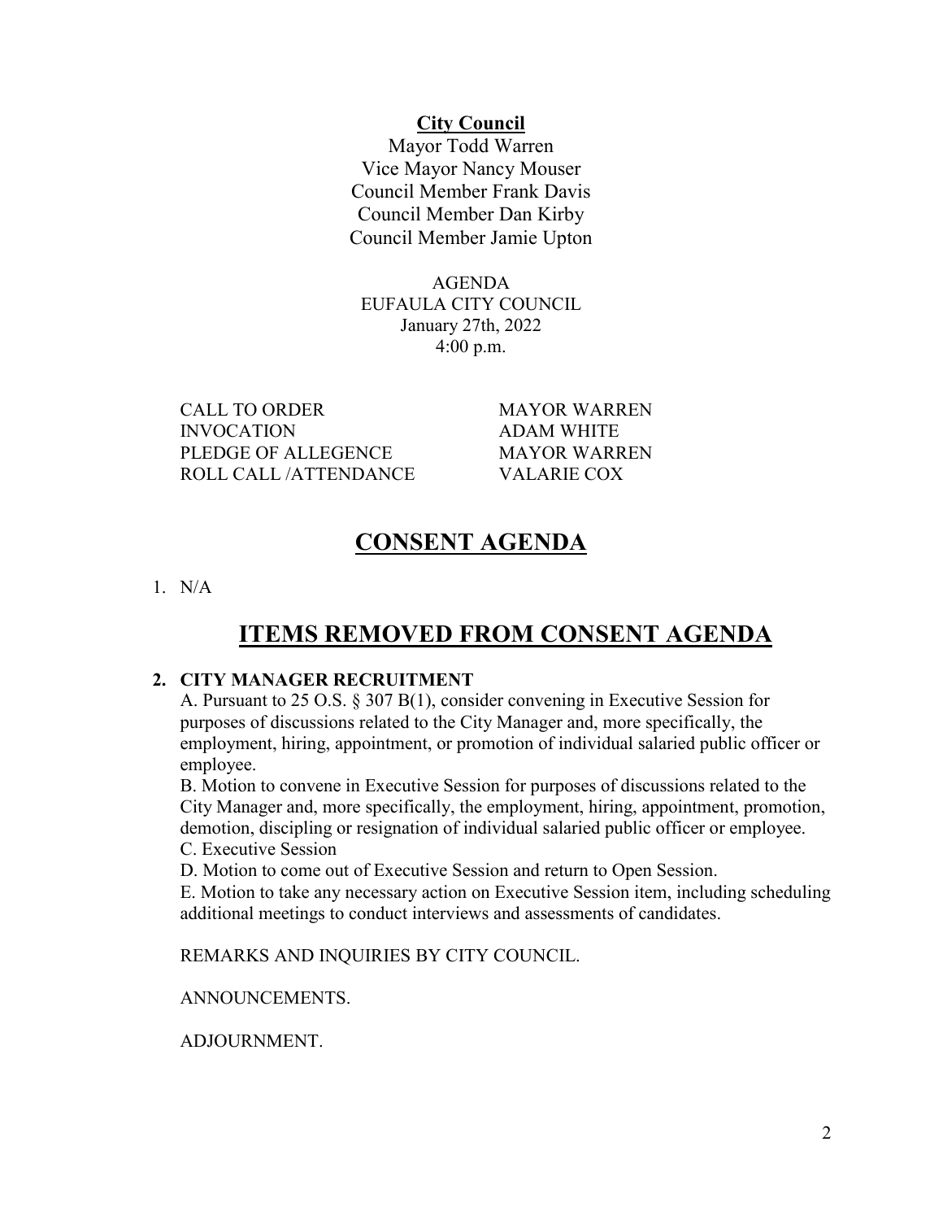**City Council**

Mayor Todd Warren
Vice Mayor Nancy Mouser
Council Member Frank Davis
Council Member Dan Kirby
Council Member Jamie Upton

AGENDA
EUFAULA CITY COUNCIL
January 27th, 2022
4:00 p.m.

| | |
|---|---|
| CALL TO ORDER | MAYOR WARREN |
| INVOCATION | ADAM WHITE |
| PLEDGE OF ALLEGENCE | MAYOR WARREN |
| ROLL CALL /ATTENDANCE | VALARIE COX |

# CONSENT AGENDA

1. N/A

# ITEMS REMOVED FROM CONSENT AGENDA

**2. CITY MANAGER RECRUITMENT**

A. Pursuant to 25 O.S. § 307 B(1), consider convening in Executive Session for purposes of discussions related to the City Manager and, more specifically, the employment, hiring, appointment, or promotion of individual salaried public officer or employee.

B. Motion to convene in Executive Session for purposes of discussions related to the City Manager and, more specifically, the employment, hiring, appointment, promotion, demotion, discipling or resignation of individual salaried public officer or employee.

C. Executive Session

D. Motion to come out of Executive Session and return to Open Session.

E. Motion to take any necessary action on Executive Session item, including scheduling additional meetings to conduct interviews and assessments of candidates.

REMARKS AND INQUIRIES BY CITY COUNCIL.

ANNOUNCEMENTS.

ADJOURNMENT.